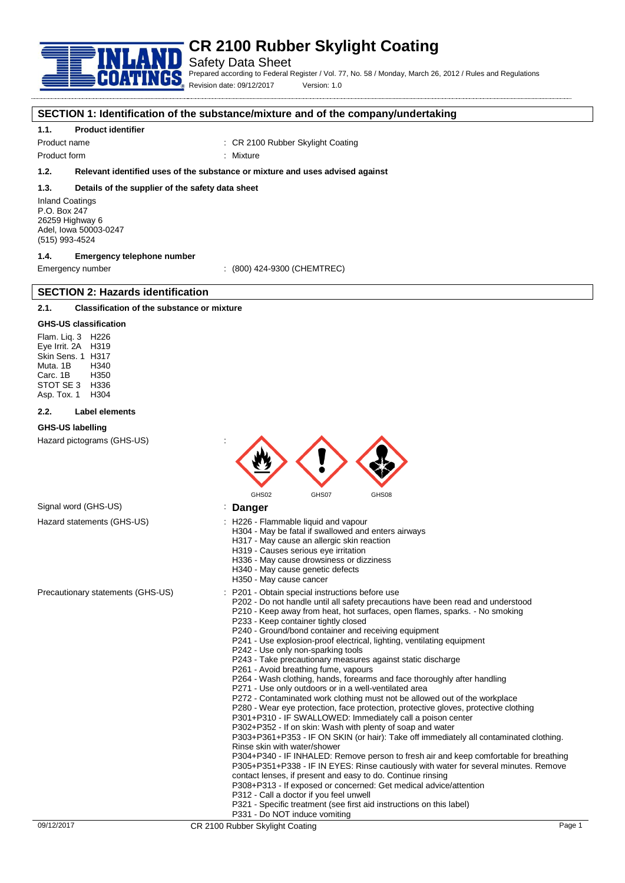# CR 2100 Rubber Skylight Coating

Safety Data Sheet

Prepared according to Federal Register / Vol. 77, No. 58 / Monday, March 26, 2012 / Rules and Regulations

Revision date: 09/12/2017 Version: 1.0

## SECTION 1: Identification of the substance/mixture and of the company/undertaking

### 1.1. Product identifier

Product name : CR 2100 Rubber Skylight Coating

Product form : Mixture

### 1.2. Relevant identified uses of the substance or mixture and uses advised against

### 1.3. Details of the supplier of the safety data sheet

Inland Coatings
P.O. Box 247
26259 Highway 6
Adel, Iowa 50003-0247
(515) 993-4524

### 1.4. Emergency telephone number

Emergency number : (800) 424-9300 (CHEMTREC)

## SECTION 2: Hazards identification

### 2.1. Classification of the substance or mixture

**GHS-US classification**

Flam. Liq. 3 H226
Eye Irrit. 2A H319
Skin Sens. 1 H317
Muta. 1B H340
Carc. 1B H350
STOT SE 3 H336
Asp. Tox. 1 H304

### 2.2. Label elements

**GHS-US labelling**

Hazard pictograms (GHS-US) :

GHS02 GHS07 GHS08

Signal word (GHS-US) : **Danger**

Hazard statements (GHS-US) :
H226 - Flammable liquid and vapour
H304 - May be fatal if swallowed and enters airways
H317 - May cause an allergic skin reaction
H319 - Causes serious eye irritation
H336 - May cause drowsiness or dizziness
H340 - May cause genetic defects
H350 - May cause cancer

Precautionary statements (GHS-US) :
P201 - Obtain special instructions before use
P202 - Do not handle until all safety precautions have been read and understood
P210 - Keep away from heat, hot surfaces, open flames, sparks. - No smoking
P233 - Keep container tightly closed
P240 - Ground/bond container and receiving equipment
P241 - Use explosion-proof electrical, lighting, ventilating equipment
P242 - Use only non-sparking tools
P243 - Take precautionary measures against static discharge
P261 - Avoid breathing fume, vapours
P264 - Wash clothing, hands, forearms and face thoroughly after handling
P271 - Use only outdoors or in a well-ventilated area
P272 - Contaminated work clothing must not be allowed out of the workplace
P280 - Wear eye protection, face protection, protective gloves, protective clothing
P301+P310 - IF SWALLOWED: Immediately call a poison center
P302+P352 - If on skin: Wash with plenty of soap and water
P303+P361+P353 - IF ON SKIN (or hair): Take off immediately all contaminated clothing. Rinse skin with water/shower
P304+P340 - IF INHALED: Remove person to fresh air and keep comfortable for breathing
P305+P351+P338 - IF IN EYES: Rinse cautiously with water for several minutes. Remove contact lenses, if present and easy to do. Continue rinsing
P308+P313 - If exposed or concerned: Get medical advice/attention
P312 - Call a doctor if you feel unwell
P321 - Specific treatment (see first aid instructions on this label)
P331 - Do NOT induce vomiting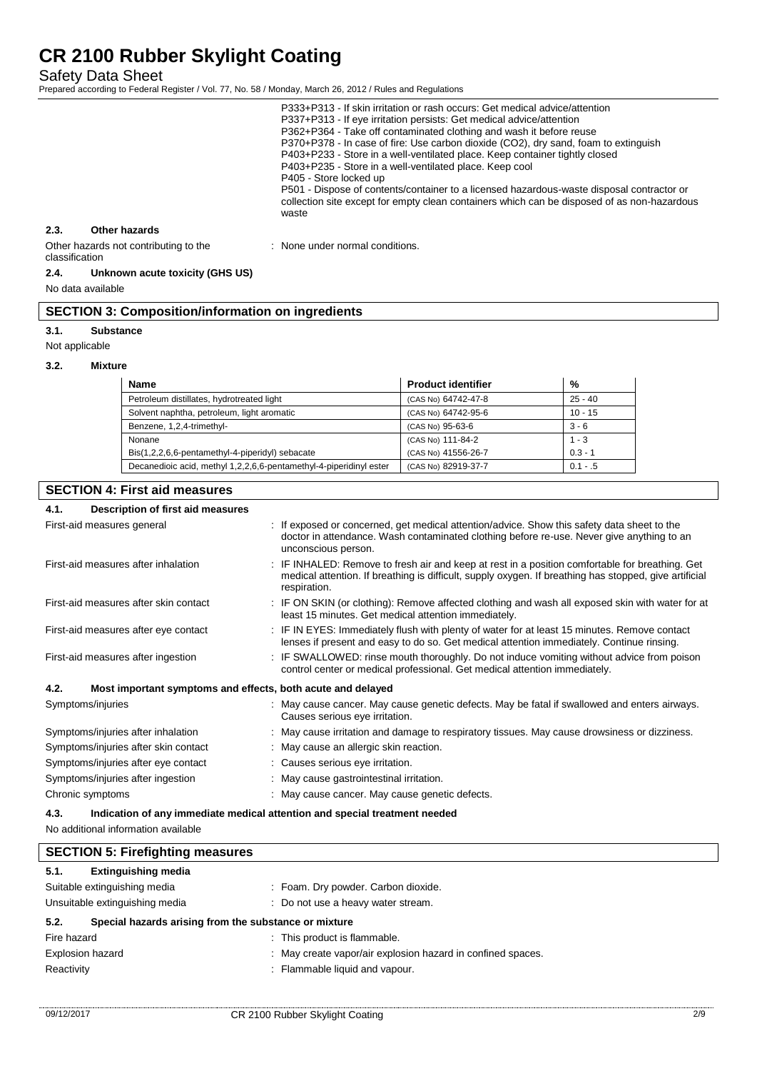P333+P313 - If skin irritation or rash occurs: Get medical advice/attention
P337+P313 - If eye irritation persists: Get medical advice/attention
P362+P364 - Take off contaminated clothing and wash it before reuse
P370+P378 - In case of fire: Use carbon dioxide (CO2), dry sand, foam to extinguish
P403+P233 - Store in a well-ventilated place. Keep container tightly closed
P403+P235 - Store in a well-ventilated place. Keep cool
P405 - Store locked up
P501 - Dispose of contents/container to a licensed hazardous-waste disposal contractor or collection site except for empty clean containers which can be disposed of as non-hazardous waste

### 2.3. Other hazards

Other hazards not contributing to the classification : None under normal conditions.

### 2.4. Unknown acute toxicity (GHS US)

No data available

## SECTION 3: Composition/information on ingredients

### 3.1. Substance

Not applicable

### 3.2. Mixture

| Name | Product identifier | % |
|---|---|---|
| Petroleum distillates, hydrotreated light | (CAS No) 64742-47-8 | 25 - 40 |
| Solvent naphtha, petroleum, light aromatic | (CAS No) 64742-95-6 | 10 - 15 |
| Benzene, 1,2,4-trimethyl- | (CAS No) 95-63-6 | 3 - 6 |
| Nonane | (CAS No) 111-84-2 | 1 - 3 |
| Bis(1,2,2,6,6-pentamethyl-4-piperidyl) sebacate | (CAS No) 41556-26-7 | 0.3 - 1 |
| Decanedioic acid, methyl 1,2,2,6,6-pentamethyl-4-piperidinyl ester | (CAS No) 82919-37-7 | 0.1 - .5 |

## SECTION 4: First aid measures

### 4.1. Description of first aid measures

First-aid measures general : If exposed or concerned, get medical attention/advice. Show this safety data sheet to the doctor in attendance. Wash contaminated clothing before re-use. Never give anything to an unconscious person.

First-aid measures after inhalation : IF INHALED: Remove to fresh air and keep at rest in a position comfortable for breathing. Get medical attention. If breathing is difficult, supply oxygen. If breathing has stopped, give artificial respiration.

First-aid measures after skin contact : IF ON SKIN (or clothing): Remove affected clothing and wash all exposed skin with water for at least 15 minutes. Get medical attention immediately.

First-aid measures after eye contact : IF IN EYES: Immediately flush with plenty of water for at least 15 minutes. Remove contact lenses if present and easy to do so. Get medical attention immediately. Continue rinsing.

First-aid measures after ingestion : IF SWALLOWED: rinse mouth thoroughly. Do not induce vomiting without advice from poison control center or medical professional. Get medical attention immediately.

### 4.2. Most important symptoms and effects, both acute and delayed

Symptoms/injuries : May cause cancer. May cause genetic defects. May be fatal if swallowed and enters airways. Causes serious eye irritation.

Symptoms/injuries after inhalation : May cause irritation and damage to respiratory tissues. May cause drowsiness or dizziness.

Symptoms/injuries after skin contact : May cause an allergic skin reaction.

Symptoms/injuries after eye contact : Causes serious eye irritation.

Symptoms/injuries after ingestion : May cause gastrointestinal irritation.

Chronic symptoms : May cause cancer. May cause genetic defects.

### 4.3. Indication of any immediate medical attention and special treatment needed

No additional information available

## SECTION 5: Firefighting measures

### 5.1. Extinguishing media

Suitable extinguishing media : Foam. Dry powder. Carbon dioxide.

Unsuitable extinguishing media : Do not use a heavy water stream.

### 5.2. Special hazards arising from the substance or mixture

Fire hazard : This product is flammable.

Explosion hazard : May create vapor/air explosion hazard in confined spaces.

Reactivity : Flammable liquid and vapour.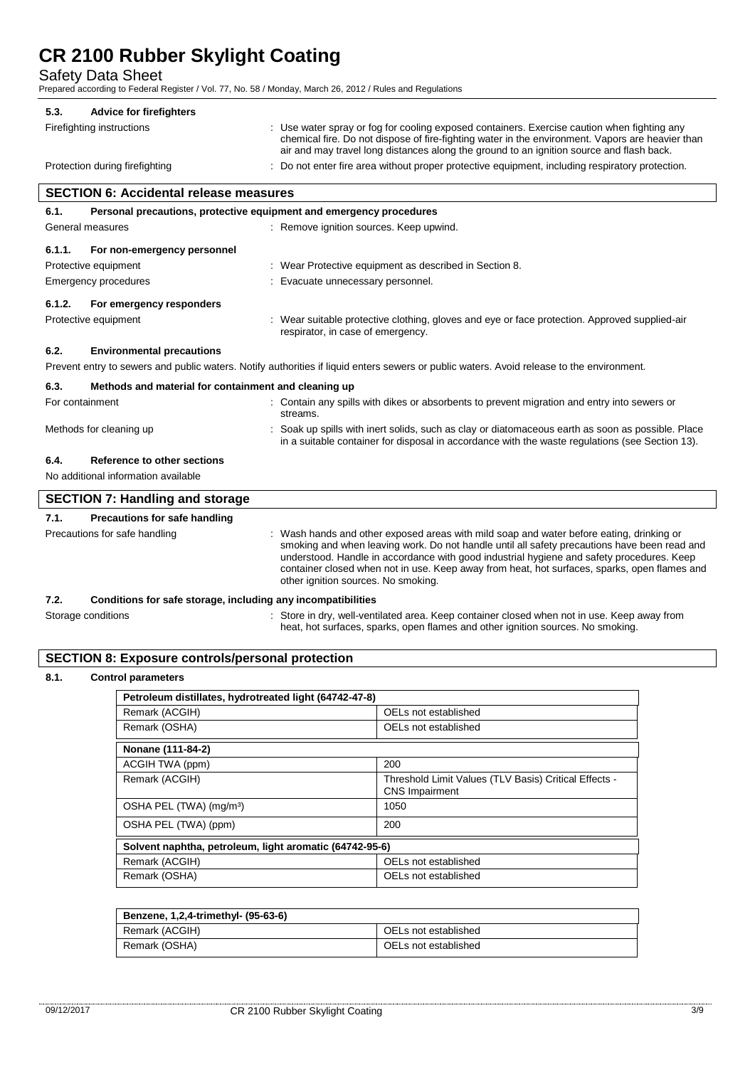#### 5.3. Advice for firefighters

Firefighting instructions : Use water spray or fog for cooling exposed containers. Exercise caution when fighting any chemical fire. Do not dispose of fire-fighting water in the environment. Vapors are heavier than air and may travel long distances along the ground to an ignition source and flash back.

Protection during firefighting : Do not enter fire area without proper protective equipment, including respiratory protection.

## SECTION 6: Accidental release measures

#### 6.1. Personal precautions, protective equipment and emergency procedures

General measures : Remove ignition sources. Keep upwind.

##### 6.1.1. For non-emergency personnel

Protective equipment : Wear Protective equipment as described in Section 8.

Emergency procedures : Evacuate unnecessary personnel.

##### 6.1.2. For emergency responders

Protective equipment : Wear suitable protective clothing, gloves and eye or face protection. Approved supplied-air respirator, in case of emergency.

#### 6.2. Environmental precautions

Prevent entry to sewers and public waters. Notify authorities if liquid enters sewers or public waters. Avoid release to the environment.

#### 6.3. Methods and material for containment and cleaning up

For containment : Contain any spills with dikes or absorbents to prevent migration and entry into sewers or streams.

Methods for cleaning up : Soak up spills with inert solids, such as clay or diatomaceous earth as soon as possible. Place in a suitable container for disposal in accordance with the waste regulations (see Section 13).

#### 6.4. Reference to other sections

No additional information available

## SECTION 7: Handling and storage

#### 7.1. Precautions for safe handling

Precautions for safe handling : Wash hands and other exposed areas with mild soap and water before eating, drinking or smoking and when leaving work. Do not handle until all safety precautions have been read and understood. Handle in accordance with good industrial hygiene and safety procedures. Keep container closed when not in use. Keep away from heat, hot surfaces, sparks, open flames and other ignition sources. No smoking.

#### 7.2. Conditions for safe storage, including any incompatibilities

Storage conditions : Store in dry, well-ventilated area. Keep container closed when not in use. Keep away from heat, hot surfaces, sparks, open flames and other ignition sources. No smoking.

## SECTION 8: Exposure controls/personal protection

#### 8.1. Control parameters

| Petroleum distillates, hydrotreated light (64742-47-8) | |
|---|---|
| Remark (ACGIH) | OELs not established |
| Remark (OSHA) | OELs not established |

| Nonane (111-84-2) | |
|---|---|
| ACGIH TWA (ppm) | 200 |
| Remark (ACGIH) | Threshold Limit Values (TLV Basis) Critical Effects - CNS Impairment |
| OSHA PEL (TWA) (mg/m³) | 1050 |
| OSHA PEL (TWA) (ppm) | 200 |

| Solvent naphtha, petroleum, light aromatic (64742-95-6) | |
|---|---|
| Remark (ACGIH) | OELs not established |
| Remark (OSHA) | OELs not established |

| Benzene, 1,2,4-trimethyl- (95-63-6) | |
|---|---|
| Remark (ACGIH) | OELs not established |
| Remark (OSHA) | OELs not established |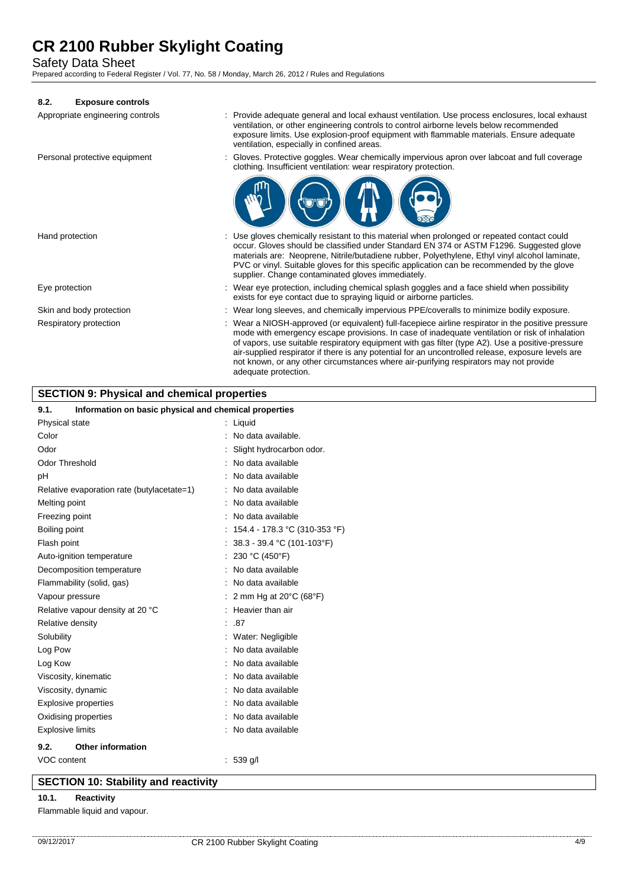### 8.2. Exposure controls

| | |
|---|---|
| Appropriate engineering controls | : Provide adequate general and local exhaust ventilation. Use process enclosures, local exhaust ventilation, or other engineering controls to control airborne levels below recommended exposure limits. Use explosion-proof equipment with flammable materials. Ensure adequate ventilation, especially in confined areas. |
| Personal protective equipment | : Gloves. Protective goggles. Wear chemically impervious apron over labcoat and full coverage clothing. Insufficient ventilation: wear respiratory protection. |
| Hand protection | : Use gloves chemically resistant to this material when prolonged or repeated contact could occur. Gloves should be classified under Standard EN 374 or ASTM F1296. Suggested glove materials are: Neoprene, Nitrile/butadiene rubber, Polyethylene, Ethyl vinyl alcohol laminate, PVC or vinyl. Suitable gloves for this specific application can be recommended by the glove supplier. Change contaminated gloves immediately. |
| Eye protection | : Wear eye protection, including chemical splash goggles and a face shield when possibility exists for eye contact due to spraying liquid or airborne particles. |
| Skin and body protection | : Wear long sleeves, and chemically impervious PPE/coveralls to minimize bodily exposure. |
| Respiratory protection | : Wear a NIOSH-approved (or equivalent) full-facepiece airline respirator in the positive pressure mode with emergency escape provisions. In case of inadequate ventilation or risk of inhalation of vapors, use suitable respiratory equipment with gas filter (type A2). Use a positive-pressure air-supplied respirator if there is any potential for an uncontrolled release, exposure levels are not known, or any other circumstances where air-purifying respirators may not provide adequate protection. |

## SECTION 9: Physical and chemical properties

### 9.1. Information on basic physical and chemical properties

| | |
|---|---|
| Physical state | : Liquid |
| Color | : No data available. |
| Odor | : Slight hydrocarbon odor. |
| Odor Threshold | : No data available |
| pH | : No data available |
| Relative evaporation rate (butylacetate=1) | : No data available |
| Melting point | : No data available |
| Freezing point | : No data available |
| Boiling point | : 154.4 - 178.3 °C (310-353 °F) |
| Flash point | : 38.3 - 39.4 °C (101-103°F) |
| Auto-ignition temperature | : 230 °C (450°F) |
| Decomposition temperature | : No data available |
| Flammability (solid, gas) | : No data available |
| Vapour pressure | : 2 mm Hg at 20°C (68°F) |
| Relative vapour density at 20 °C | : Heavier than air |
| Relative density | : .87 |
| Solubility | : Water: Negligible |
| Log Pow | : No data available |
| Log Kow | : No data available |
| Viscosity, kinematic | : No data available |
| Viscosity, dynamic | : No data available |
| Explosive properties | : No data available |
| Oxidising properties | : No data available |
| Explosive limits | : No data available |

### 9.2. Other information

| | |
|---|---|
| VOC content | : 539 g/l |

## SECTION 10: Stability and reactivity

### 10.1. Reactivity

Flammable liquid and vapour.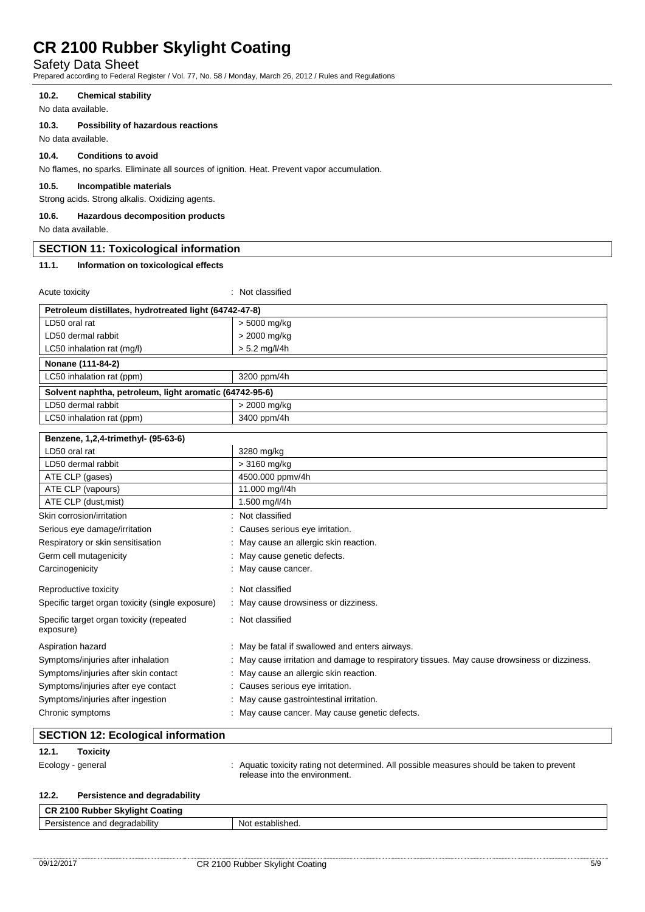#### 10.2. Chemical stability

No data available.

#### 10.3. Possibility of hazardous reactions

No data available.

#### 10.4. Conditions to avoid

No flames, no sparks. Eliminate all sources of ignition. Heat. Prevent vapor accumulation.

#### 10.5. Incompatible materials

Strong acids. Strong alkalis. Oxidizing agents.

#### 10.6. Hazardous decomposition products

No data available.

## SECTION 11: Toxicological information

#### 11.1. Information on toxicological effects

Acute toxicity : Not classified

| Petroleum distillates, hydrotreated light (64742-47-8) | |
|---|---|
| LD50 oral rat | > 5000 mg/kg |
| LD50 dermal rabbit | > 2000 mg/kg |
| LC50 inhalation rat (mg/l) | > 5.2 mg/l/4h |
| **Nonane (111-84-2)** | |
| LC50 inhalation rat (ppm) | 3200 ppm/4h |
| **Solvent naphtha, petroleum, light aromatic (64742-95-6)** | |
| LD50 dermal rabbit | > 2000 mg/kg |
| LC50 inhalation rat (ppm) | 3400 ppm/4h |

| Benzene, 1,2,4-trimethyl- (95-63-6) | |
|---|---|
| LD50 oral rat | 3280 mg/kg |
| LD50 dermal rabbit | > 3160 mg/kg |
| ATE CLP (gases) | 4500.000 ppmv/4h |
| ATE CLP (vapours) | 11.000 mg/l/4h |
| ATE CLP (dust,mist) | 1.500 mg/l/4h |

Skin corrosion/irritation : Not classified

Serious eye damage/irritation : Causes serious eye irritation.

Respiratory or skin sensitisation : May cause an allergic skin reaction.

Germ cell mutagenicity : May cause genetic defects.

Carcinogenicity : May cause cancer.

Reproductive toxicity : Not classified

Specific target organ toxicity (single exposure) : May cause drowsiness or dizziness.

Specific target organ toxicity (repeated exposure) : Not classified

Aspiration hazard : May be fatal if swallowed and enters airways.

Symptoms/injuries after inhalation : May cause irritation and damage to respiratory tissues. May cause drowsiness or dizziness.

Symptoms/injuries after skin contact : May cause an allergic skin reaction.

Symptoms/injuries after eye contact : Causes serious eye irritation.

Symptoms/injuries after ingestion : May cause gastrointestinal irritation.

Chronic symptoms : May cause cancer. May cause genetic defects.

## SECTION 12: Ecological information

#### 12.1. Toxicity

Ecology - general : Aquatic toxicity rating not determined. All possible measures should be taken to prevent release into the environment.

#### 12.2. Persistence and degradability

| CR 2100 Rubber Skylight Coating | |
|---|---|
| Persistence and degradability | Not established. |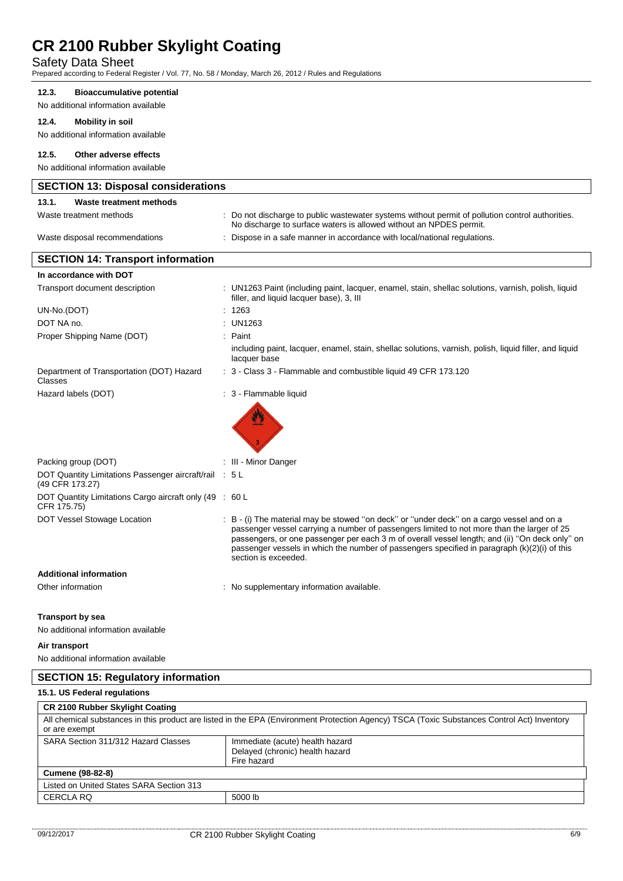### 12.3. Bioaccumulative potential

No additional information available

### 12.4. Mobility in soil

No additional information available

### 12.5. Other adverse effects

No additional information available

## SECTION 13: Disposal considerations

### 13.1. Waste treatment methods

Waste treatment methods : Do not discharge to public wastewater systems without permit of pollution control authorities. No discharge to surface waters is allowed without an NPDES permit.

Waste disposal recommendations : Dispose in a safe manner in accordance with local/national regulations.

## SECTION 14: Transport information

**In accordance with DOT**

Transport document description : UN1263 Paint (including paint, lacquer, enamel, stain, shellac solutions, varnish, polish, liquid filler, and liquid lacquer base), 3, III

UN-No.(DOT) : 1263

DOT NA no. : UN1263

Proper Shipping Name (DOT) : Paint

including paint, lacquer, enamel, stain, shellac solutions, varnish, polish, liquid filler, and liquid lacquer base

Department of Transportation (DOT) Hazard Classes : 3 - Class 3 - Flammable and combustible liquid 49 CFR 173.120

Hazard labels (DOT) : 3 - Flammable liquid

Packing group (DOT) : III - Minor Danger

DOT Quantity Limitations Passenger aircraft/rail (49 CFR 173.27) : 5 L

DOT Quantity Limitations Cargo aircraft only (49 CFR 175.75) : 60 L

DOT Vessel Stowage Location : B - (i) The material may be stowed ''on deck'' or ''under deck'' on a cargo vessel and on a passenger vessel carrying a number of passengers limited to not more than the larger of 25 passengers, or one passenger per each 3 m of overall vessel length; and (ii) ''On deck only'' on passenger vessels in which the number of passengers specified in paragraph (k)(2)(i) of this section is exceeded.

**Additional information**

Other information : No supplementary information available.

**Transport by sea**

No additional information available

**Air transport**

No additional information available

## SECTION 15: Regulatory information

### 15.1. US Federal regulations

| CR 2100 Rubber Skylight Coating | |
|---|---|
| All chemical substances in this product are listed in the EPA (Environment Protection Agency) TSCA (Toxic Substances Control Act) Inventory or are exempt | |
| SARA Section 311/312 Hazard Classes | Immediate (acute) health hazard<br>Delayed (chronic) health hazard<br>Fire hazard |
| **Cumene (98-82-8)** | |
| Listed on United States SARA Section 313 | |
| CERCLA RQ | 5000 lb |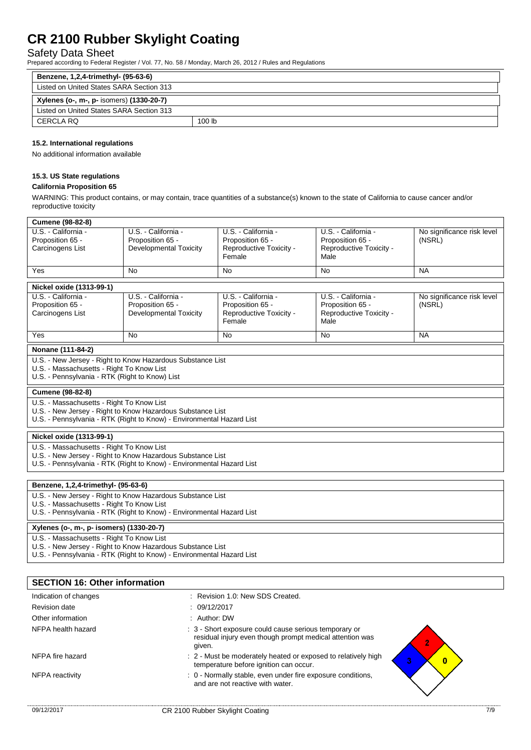| Benzene, 1,2,4-trimethyl- (95-63-6) | |
|---|---|
| Listed on United States SARA Section 313 | |

| Xylenes (o-, m-, p- isomers) (1330-20-7) | |
|---|---|
| Listed on United States SARA Section 313 | |
| CERCLA RQ | 100 lb |

### 15.2. International regulations

No additional information available

### 15.3. US State regulations

**California Proposition 65**

WARNING: This product contains, or may contain, trace quantities of a substance(s) known to the state of California to cause cancer and/or reproductive toxicity

| Cumene (98-82-8) | | | | |
|---|---|---|---|---|
| U.S. - California - Proposition 65 - Carcinogens List | U.S. - California - Proposition 65 - Developmental Toxicity | U.S. - California - Proposition 65 - Reproductive Toxicity - Female | U.S. - California - Proposition 65 - Reproductive Toxicity - Male | No significance risk level (NSRL) |
| Yes | No | No | No | NA |

| Nickel oxide (1313-99-1) | | | | |
|---|---|---|---|---|
| U.S. - California - Proposition 65 - Carcinogens List | U.S. - California - Proposition 65 - Developmental Toxicity | U.S. - California - Proposition 65 - Reproductive Toxicity - Female | U.S. - California - Proposition 65 - Reproductive Toxicity - Male | No significance risk level (NSRL) |
| Yes | No | No | No | NA |

| Nonane (111-84-2) |
|---|
| U.S. - New Jersey - Right to Know Hazardous Substance List<br>U.S. - Massachusetts - Right To Know List<br>U.S. - Pennsylvania - RTK (Right to Know) List |

| Cumene (98-82-8) |
|---|
| U.S. - Massachusetts - Right To Know List<br>U.S. - New Jersey - Right to Know Hazardous Substance List<br>U.S. - Pennsylvania - RTK (Right to Know) - Environmental Hazard List |

| Nickel oxide (1313-99-1) |
|---|
| U.S. - Massachusetts - Right To Know List<br>U.S. - New Jersey - Right to Know Hazardous Substance List<br>U.S. - Pennsylvania - RTK (Right to Know) - Environmental Hazard List |

| Benzene, 1,2,4-trimethyl- (95-63-6) |
|---|
| U.S. - New Jersey - Right to Know Hazardous Substance List<br>U.S. - Massachusetts - Right To Know List<br>U.S. - Pennsylvania - RTK (Right to Know) - Environmental Hazard List |

| Xylenes (o-, m-, p- isomers) (1330-20-7) |
|---|
| U.S. - Massachusetts - Right To Know List<br>U.S. - New Jersey - Right to Know Hazardous Substance List<br>U.S. - Pennsylvania - RTK (Right to Know) - Environmental Hazard List |

## SECTION 16: Other information

| | |
|---|---|
| Indication of changes | : Revision 1.0: New SDS Created. |
| Revision date | : 09/12/2017 |
| Other information | : Author: DW |
| NFPA health hazard | : 3 - Short exposure could cause serious temporary or residual injury even though prompt medical attention was given. |
| NFPA fire hazard | : 2 - Must be moderately heated or exposed to relatively high temperature before ignition can occur. |
| NFPA reactivity | : 0 - Normally stable, even under fire exposure conditions, and are not reactive with water. |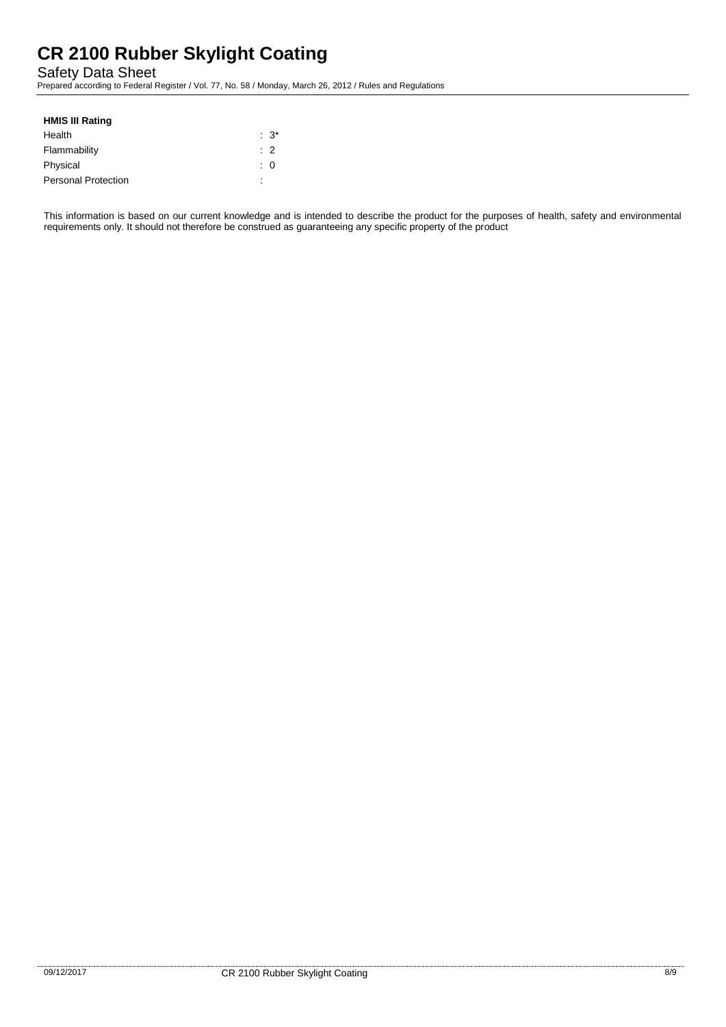**HMIS III Rating**

| | |
|---|---|
| Health | : 3* |
| Flammability | : 2 |
| Physical | : 0 |
| Personal Protection | : |

This information is based on our current knowledge and is intended to describe the product for the purposes of health, safety and environmental requirements only. It should not therefore be construed as guaranteeing any specific property of the product